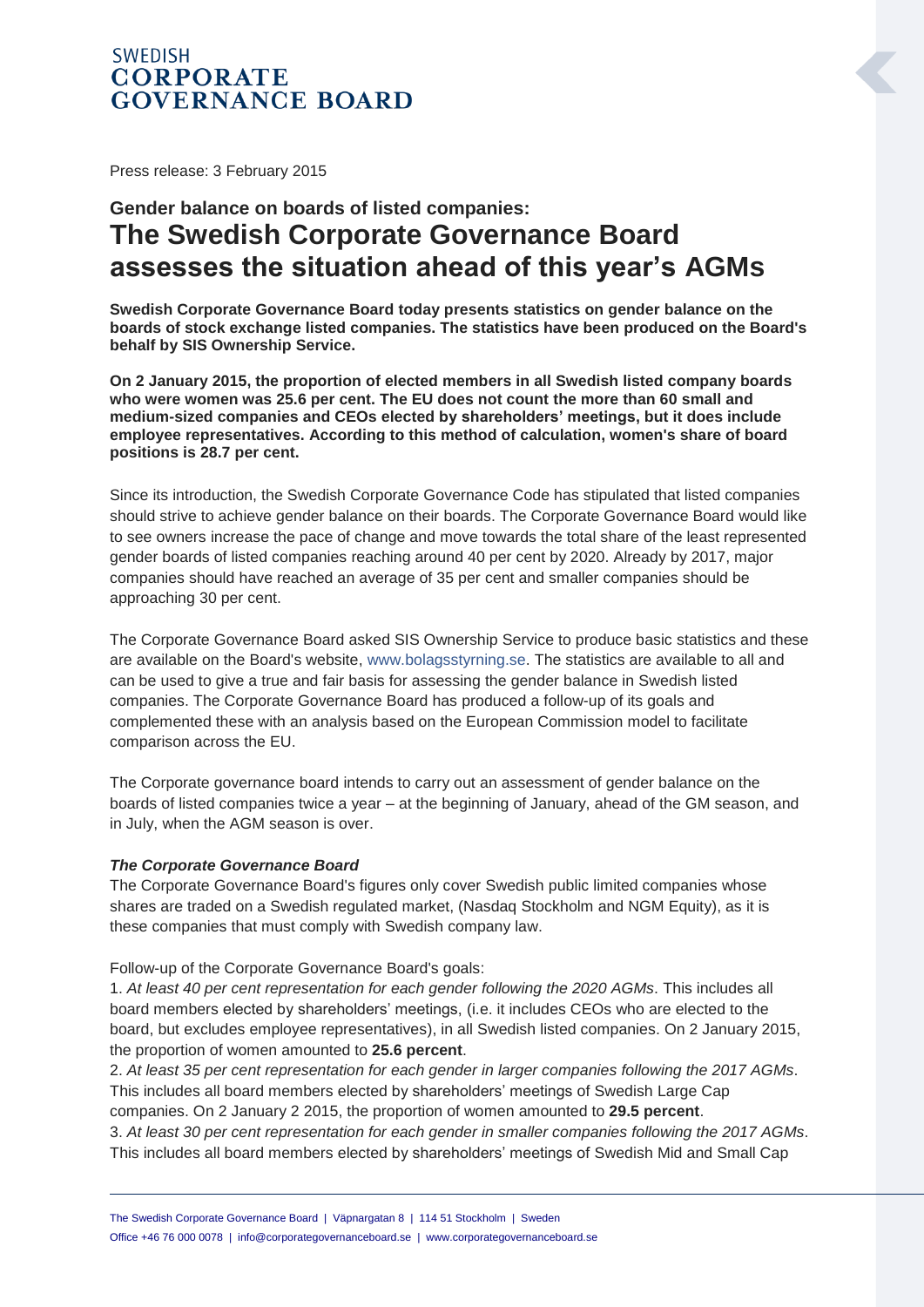# SWEDISH CORPORATE GOVERNANCE BOARD

Press release: 3 February 2015

## Gender balance on boards of listed companies:

# The Swedish Corporate Governance Board assesses the situation ahead of this year's AGMs

**Swedish Corporate Governance Board today presents statistics on gender balance on the boards of stock exchange listed companies. The statistics have been produced on the Board's behalf by SIS Ownership Service.**

**On 2 January 2015, the proportion of elected members in all Swedish listed company boards who were women was 25.6 per cent. The EU does not count the more than 60 small and medium-sized companies and CEOs elected by shareholders' meetings, but it does include employee representatives. According to this method of calculation, women's share of board positions is 28.7 per cent.**

Since its introduction, the Swedish Corporate Governance Code has stipulated that listed companies should strive to achieve gender balance on their boards. The Corporate Governance Board would like to see owners increase the pace of change and move towards the total share of the least represented gender boards of listed companies reaching around 40 per cent by 2020. Already by 2017, major companies should have reached an average of 35 per cent and smaller companies should be approaching 30 per cent.

The Corporate Governance Board asked SIS Ownership Service to produce basic statistics and these are available on the Board's website, www.bolagsstyrning.se. The statistics are available to all and can be used to give a true and fair basis for assessing the gender balance in Swedish listed companies. The Corporate Governance Board has produced a follow-up of its goals and complemented these with an analysis based on the European Commission model to facilitate comparison across the EU.

The Corporate governance board intends to carry out an assessment of gender balance on the boards of listed companies twice a year – at the beginning of January, ahead of the GM season, and in July, when the AGM season is over.

### *The Corporate Governance Board*

The Corporate Governance Board's figures only cover Swedish public limited companies whose shares are traded on a Swedish regulated market, (Nasdaq Stockholm and NGM Equity), as it is these companies that must comply with Swedish company law.

Follow-up of the Corporate Governance Board's goals:

1. *At least 40 per cent representation for each gender following the 2020 AGMs*. This includes all board members elected by shareholders' meetings, (i.e. it includes CEOs who are elected to the board, but excludes employee representatives), in all Swedish listed companies. On 2 January 2015, the proportion of women amounted to **25.6 percent**.
2. *At least 35 per cent representation for each gender in larger companies following the 2017 AGMs*. This includes all board members elected by shareholders' meetings of Swedish Large Cap companies. On 2 January 2 2015, the proportion of women amounted to **29.5 percent**.
3. *At least 30 per cent representation for each gender in smaller companies following the 2017 AGMs*. This includes all board members elected by shareholders' meetings of Swedish Mid and Small Cap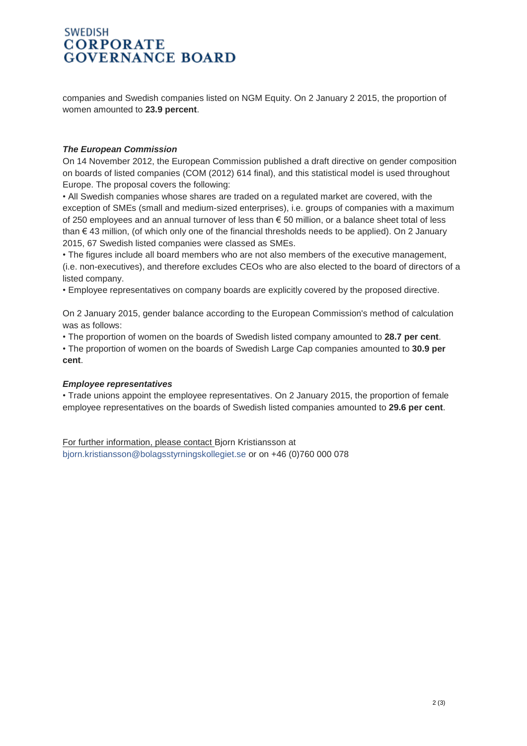companies and Swedish companies listed on NGM Equity. On 2 January 2 2015, the proportion of women amounted to **23.9 percent**.

***The European Commission***

On 14 November 2012, the European Commission published a draft directive on gender composition on boards of listed companies (COM (2012) 614 final), and this statistical model is used throughout Europe. The proposal covers the following:

• All Swedish companies whose shares are traded on a regulated market are covered, with the exception of SMEs (small and medium-sized enterprises), i.e. groups of companies with a maximum of 250 employees and an annual turnover of less than € 50 million, or a balance sheet total of less than € 43 million, (of which only one of the financial thresholds needs to be applied). On 2 January 2015, 67 Swedish listed companies were classed as SMEs.

• The figures include all board members who are not also members of the executive management, (i.e. non-executives), and therefore excludes CEOs who are also elected to the board of directors of a listed company.

• Employee representatives on company boards are explicitly covered by the proposed directive.

On 2 January 2015, gender balance according to the European Commission's method of calculation was as follows:

• The proportion of women on the boards of Swedish listed company amounted to **28.7 per cent**.

• The proportion of women on the boards of Swedish Large Cap companies amounted to **30.9 per cent**.

***Employee representatives***

• Trade unions appoint the employee representatives. On 2 January 2015, the proportion of female employee representatives on the boards of Swedish listed companies amounted to **29.6 per cent**.

For further information, please contact Bjorn Kristiansson at bjorn.kristiansson@bolagsstyrningskollegiet.se or on +46 (0)760 000 078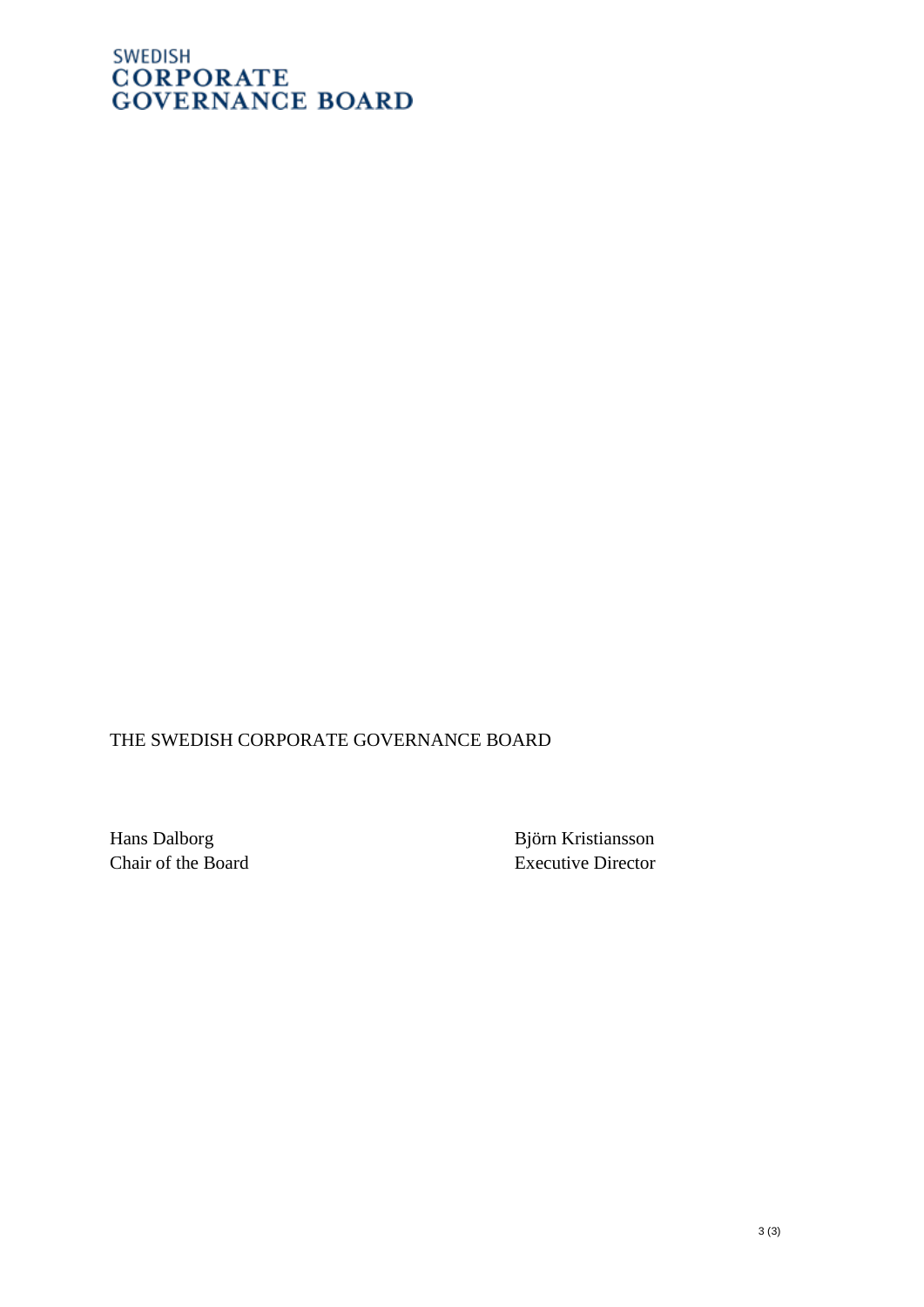SWEDISH
CORPORATE
GOVERNANCE BOARD

THE SWEDISH CORPORATE GOVERNANCE BOARD

| | |
|---|---|
| Hans Dalborg | Björn Kristiansson |
| Chair of the Board | Executive Director |